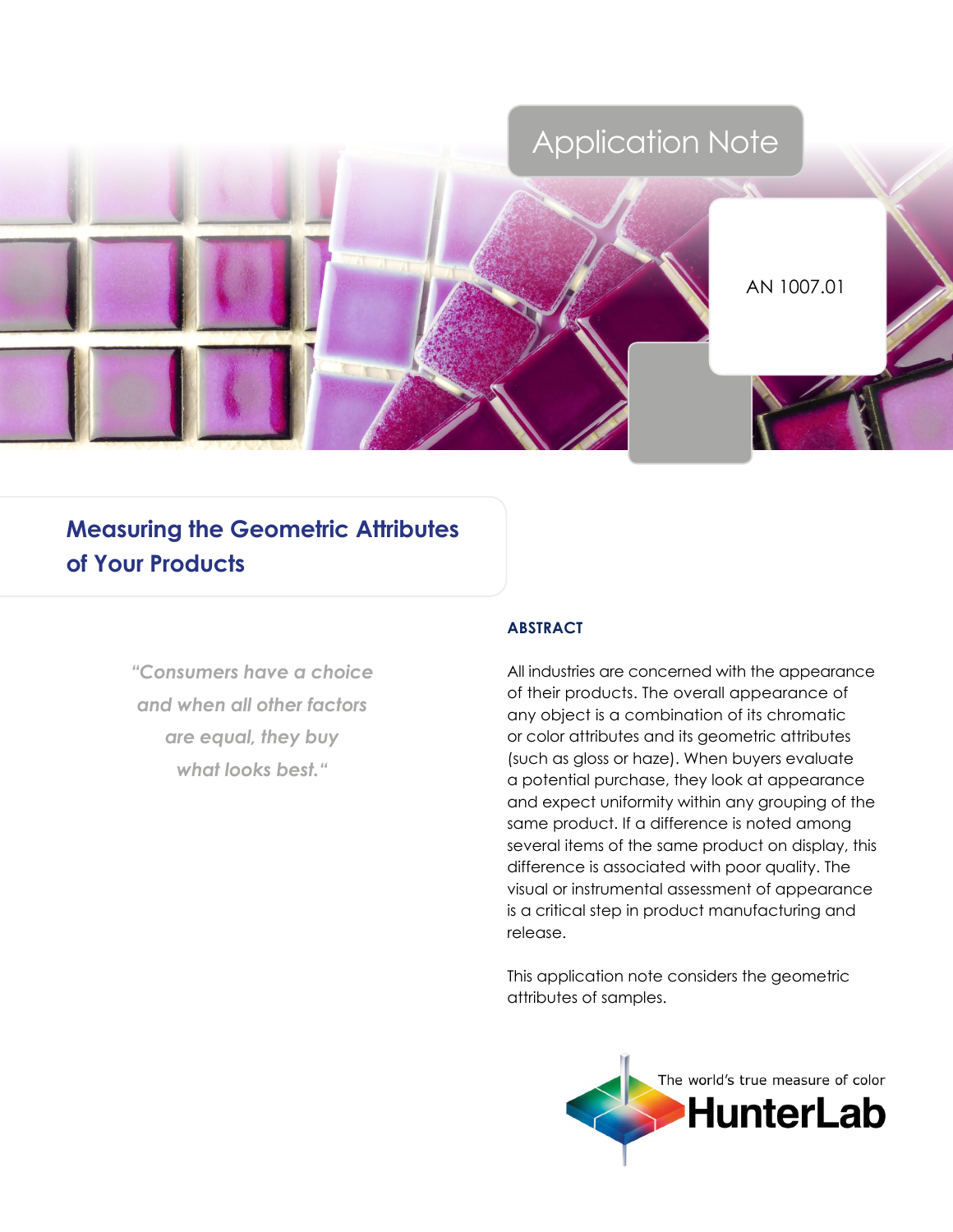Application Note

AN 1007.01

# Measuring the Geometric Attributes of Your Products

*"Consumers have a choice and when all other factors are equal, they buy what looks best."*

## ABSTRACT

All industries are concerned with the appearance of their products. The overall appearance of any object is a combination of its chromatic or color attributes and its geometric attributes (such as gloss or haze). When buyers evaluate a potential purchase, they look at appearance and expect uniformity within any grouping of the same product. If a difference is noted among several items of the same product on display, this difference is associated with poor quality. The visual or instrumental assessment of appearance is a critical step in product manufacturing and release.

This application note considers the geometric attributes of samples.

The world's true measure of color

HunterLab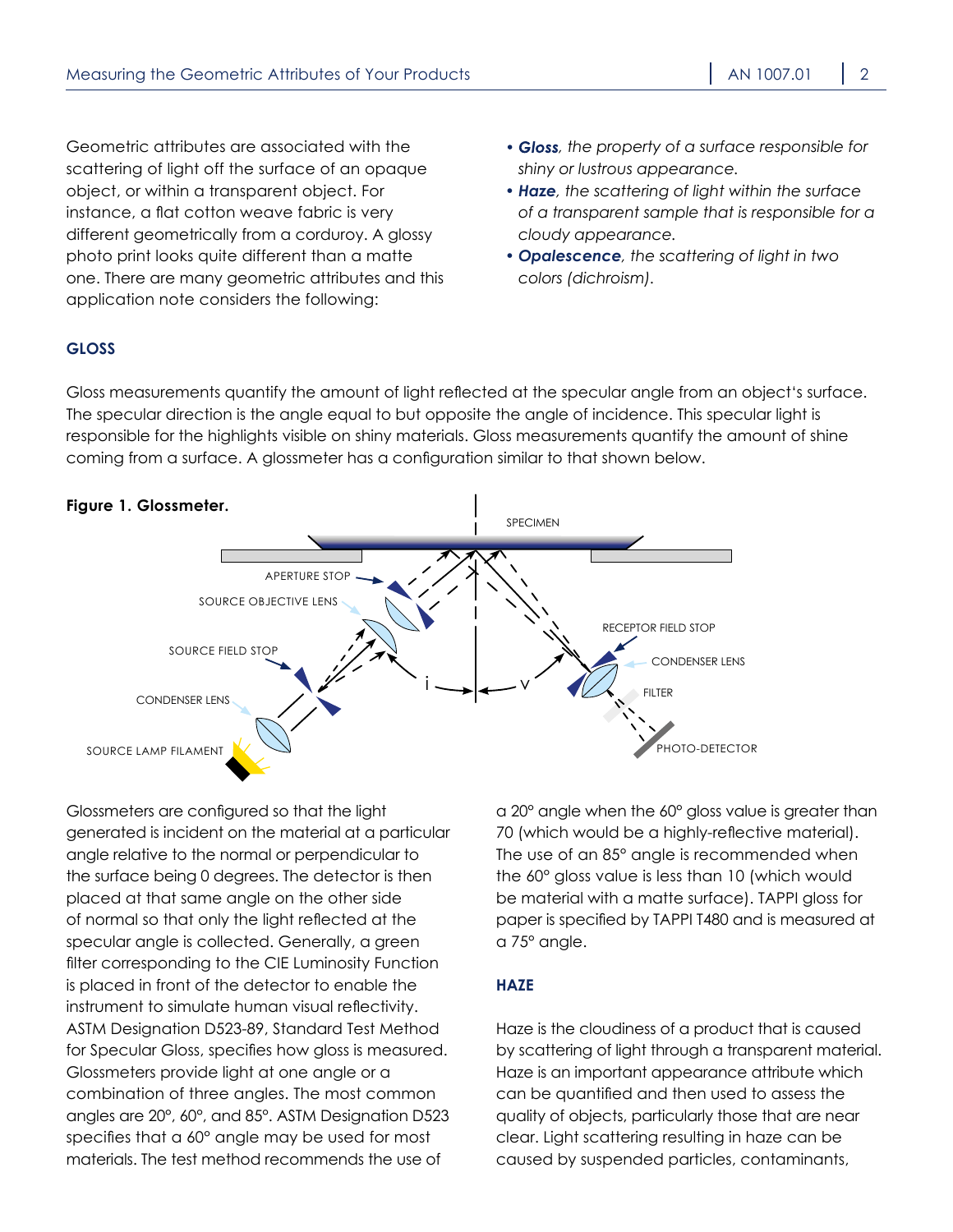Geometric attributes are associated with the scattering of light off the surface of an opaque object, or within a transparent object. For instance, a flat cotton weave fabric is very different geometrically from a corduroy. A glossy photo print looks quite different than a matte one. There are many geometric attributes and this application note considers the following:

- ***Gloss****, the property of a surface responsible for shiny or lustrous appearance.*
- ***Haze****, the scattering of light within the surface of a transparent sample that is responsible for a cloudy appearance.*
- ***Opalescence****, the scattering of light in two colors (dichroism).*

## GLOSS

Gloss measurements quantify the amount of light reflected at the specular angle from an object's surface. The specular direction is the angle equal to but opposite the angle of incidence. This specular light is responsible for the highlights visible on shiny materials. Gloss measurements quantify the amount of shine coming from a surface. A glossmeter has a configuration similar to that shown below.

**Figure 1. Glossmeter.**

Glossmeters are configured so that the light generated is incident on the material at a particular angle relative to the normal or perpendicular to the surface being 0 degrees. The detector is then placed at that same angle on the other side of normal so that only the light reflected at the specular angle is collected. Generally, a green filter corresponding to the CIE Luminosity Function is placed in front of the detector to enable the instrument to simulate human visual reflectivity. ASTM Designation D523-89, Standard Test Method for Specular Gloss, specifies how gloss is measured. Glossmeters provide light at one angle or a combination of three angles. The most common angles are 20°, 60°, and 85°. ASTM Designation D523 specifies that a 60° angle may be used for most materials. The test method recommends the use of a 20° angle when the 60° gloss value is greater than 70 (which would be a highly-reflective material). The use of an 85° angle is recommended when the 60° gloss value is less than 10 (which would be material with a matte surface). TAPPI gloss for paper is specified by TAPPI T480 and is measured at a 75° angle.

## HAZE

Haze is the cloudiness of a product that is caused by scattering of light through a transparent material. Haze is an important appearance attribute which can be quantified and then used to assess the quality of objects, particularly those that are near clear. Light scattering resulting in haze can be caused by suspended particles, contaminants,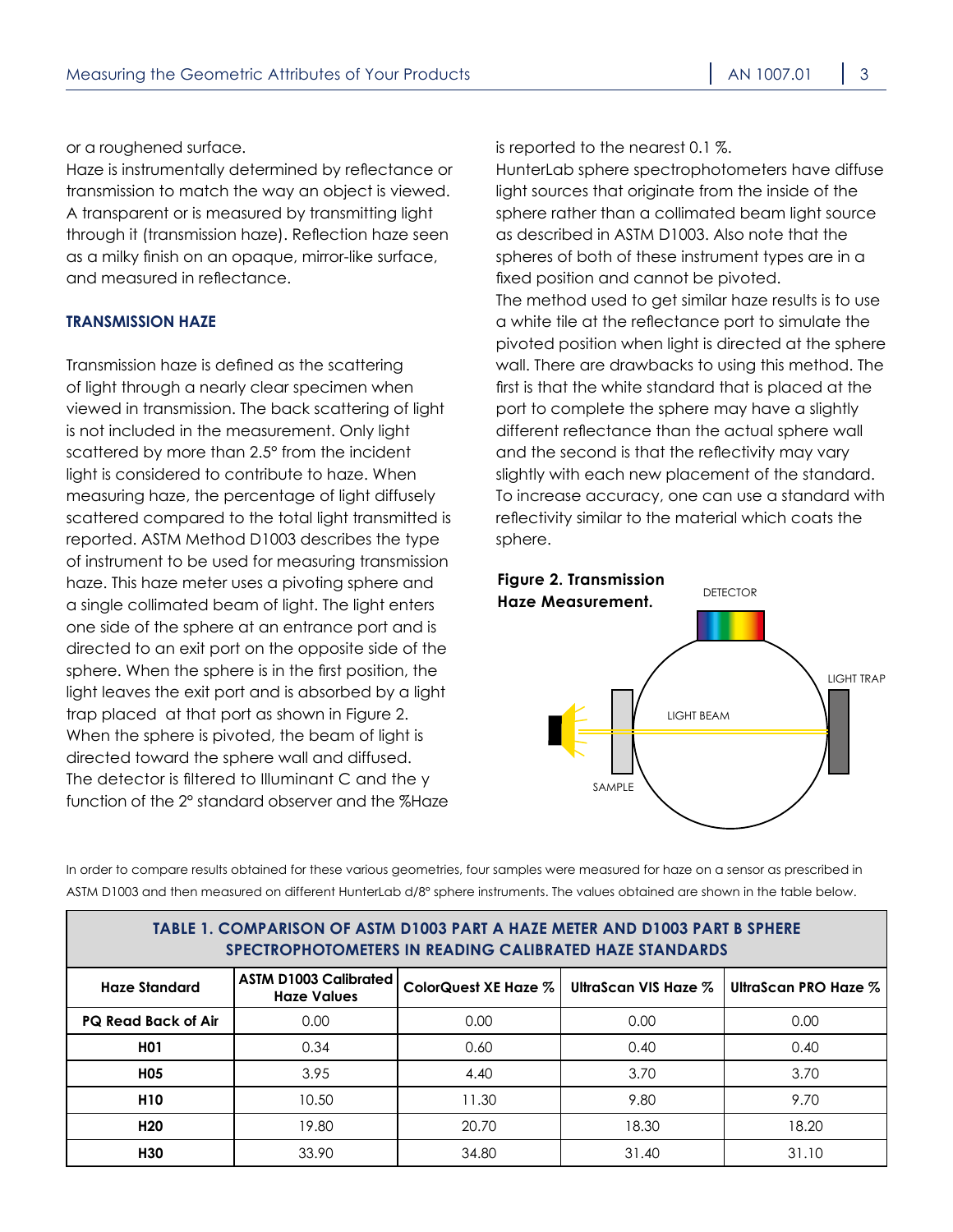or a roughened surface.

Haze is instrumentally determined by reflectance or transmission to match the way an object is viewed. A transparent or is measured by transmitting light through it (transmission haze). Reflection haze seen as a milky finish on an opaque, mirror-like surface, and measured in reflectance.

### TRANSMISSION HAZE

Transmission haze is defined as the scattering of light through a nearly clear specimen when viewed in transmission. The back scattering of light is not included in the measurement. Only light scattered by more than 2.5° from the incident light is considered to contribute to haze. When measuring haze, the percentage of light diffusely scattered compared to the total light transmitted is reported. ASTM Method D1003 describes the type of instrument to be used for measuring transmission haze. This haze meter uses a pivoting sphere and a single collimated beam of light. The light enters one side of the sphere at an entrance port and is directed to an exit port on the opposite side of the sphere. When the sphere is in the first position, the light leaves the exit port and is absorbed by a light trap placed at that port as shown in Figure 2. When the sphere is pivoted, the beam of light is directed toward the sphere wall and diffused. The detector is filtered to Illuminant C and the y function of the 2° standard observer and the %Haze is reported to the nearest 0.1 %.

HunterLab sphere spectrophotometers have diffuse light sources that originate from the inside of the sphere rather than a collimated beam light source as described in ASTM D1003. Also note that the spheres of both of these instrument types are in a fixed position and cannot be pivoted.

The method used to get similar haze results is to use a white tile at the reflectance port to simulate the pivoted position when light is directed at the sphere wall. There are drawbacks to using this method. The first is that the white standard that is placed at the port to complete the sphere may have a slightly different reflectance than the actual sphere wall and the second is that the reflectivity may vary slightly with each new placement of the standard. To increase accuracy, one can use a standard with reflectivity similar to the material which coats the sphere.

**Figure 2. Transmission Haze Measurement.**

DETECTOR

LIGHT TRAP

LIGHT BEAM

SAMPLE

In order to compare results obtained for these various geometries, four samples were measured for haze on a sensor as prescribed in ASTM D1003 and then measured on different HunterLab d/8° sphere instruments. The values obtained are shown in the table below.

**TABLE 1. COMPARISON OF ASTM D1003 PART A HAZE METER AND D1003 PART B SPHERE SPECTROPHOTOMETERS IN READING CALIBRATED HAZE STANDARDS**

| Haze Standard | ASTM D1003 Calibrated Haze Values | ColorQuest XE Haze % | UltraScan VIS Haze % | UltraScan PRO Haze % |
|---|---|---|---|---|
| PQ Read Back of Air | 0.00 | 0.00 | 0.00 | 0.00 |
| H01 | 0.34 | 0.60 | 0.40 | 0.40 |
| H05 | 3.95 | 4.40 | 3.70 | 3.70 |
| H10 | 10.50 | 11.30 | 9.80 | 9.70 |
| H20 | 19.80 | 20.70 | 18.30 | 18.20 |
| H30 | 33.90 | 34.80 | 31.40 | 31.10 |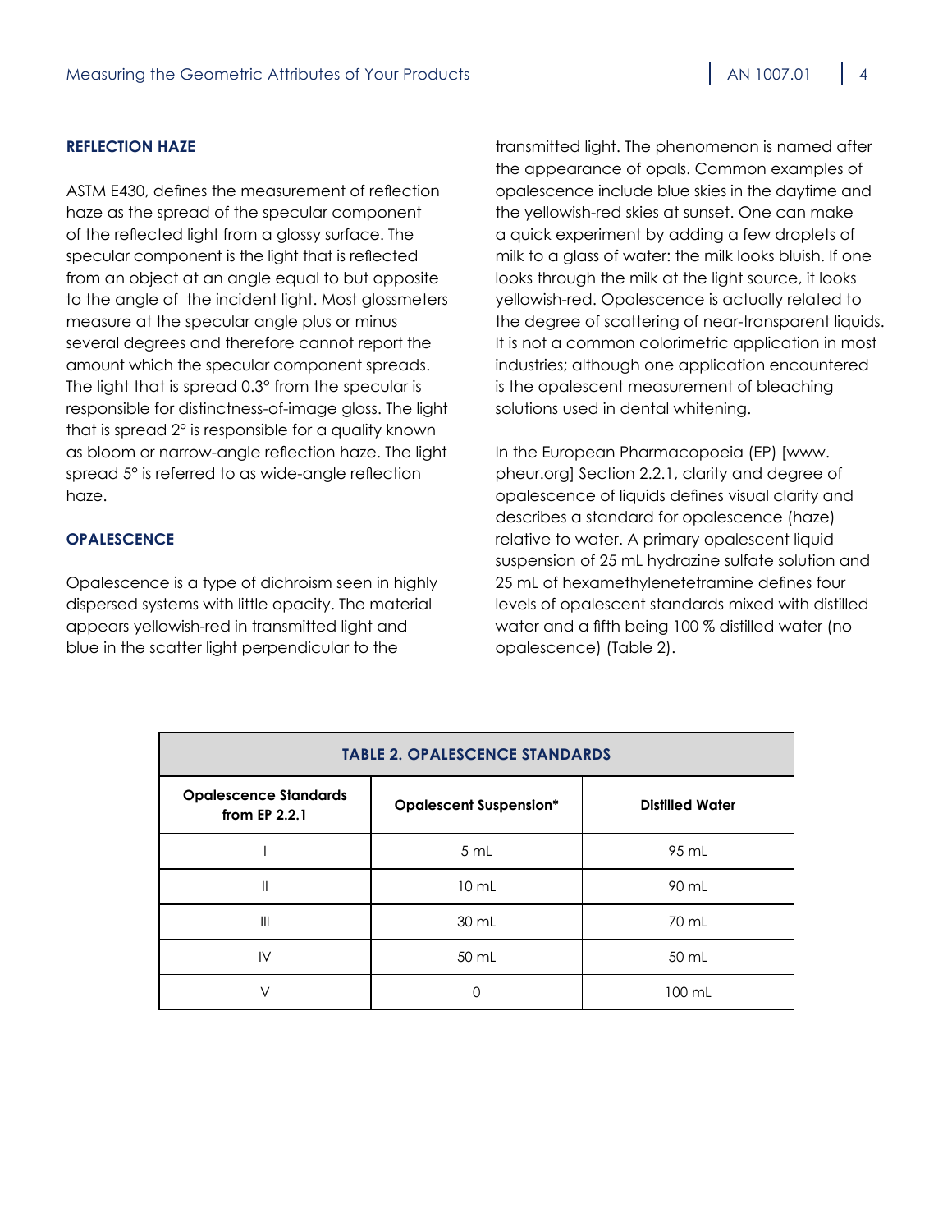## REFLECTION HAZE

ASTM E430, defines the measurement of reflection haze as the spread of the specular component of the reflected light from a glossy surface. The specular component is the light that is reflected from an object at an angle equal to but opposite to the angle of the incident light. Most glossmeters measure at the specular angle plus or minus several degrees and therefore cannot report the amount which the specular component spreads. The light that is spread 0.3° from the specular is responsible for distinctness-of-image gloss. The light that is spread 2° is responsible for a quality known as bloom or narrow-angle reflection haze. The light spread 5° is referred to as wide-angle reflection haze.

## OPALESCENCE

Opalescence is a type of dichroism seen in highly dispersed systems with little opacity. The material appears yellowish-red in transmitted light and blue in the scatter light perpendicular to the transmitted light. The phenomenon is named after the appearance of opals. Common examples of opalescence include blue skies in the daytime and the yellowish-red skies at sunset. One can make a quick experiment by adding a few droplets of milk to a glass of water: the milk looks bluish. If one looks through the milk at the light source, it looks yellowish-red. Opalescence is actually related to the degree of scattering of near-transparent liquids. It is not a common colorimetric application in most industries; although one application encountered is the opalescent measurement of bleaching solutions used in dental whitening.

In the European Pharmacopoeia (EP) [www.pheur.org] Section 2.2.1, clarity and degree of opalescence of liquids defines visual clarity and describes a standard for opalescence (haze) relative to water. A primary opalescent liquid suspension of 25 mL hydrazine sulfate solution and 25 mL of hexamethylenetetramine defines four levels of opalescent standards mixed with distilled water and a fifth being 100 % distilled water (no opalescence) (Table 2).

**TABLE 2. OPALESCENCE STANDARDS**

| Opalescence Standards from EP 2.2.1 | Opalescent Suspension* | Distilled Water |
|---|---|---|
| I | 5 mL | 95 mL |
| II | 10 mL | 90 mL |
| III | 30 mL | 70 mL |
| IV | 50 mL | 50 mL |
| V | 0 | 100 mL |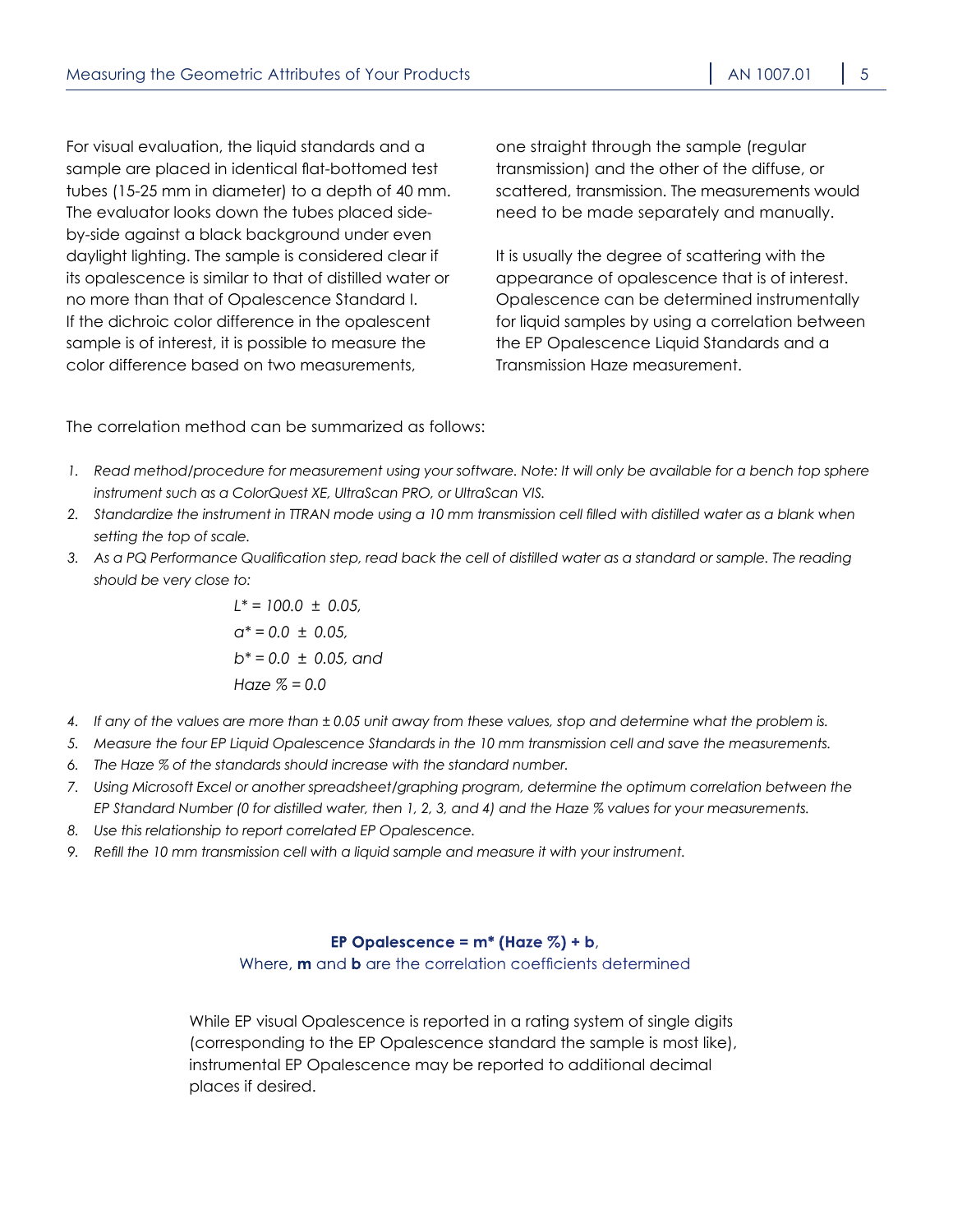For visual evaluation, the liquid standards and a sample are placed in identical flat-bottomed test tubes (15-25 mm in diameter) to a depth of 40 mm. The evaluator looks down the tubes placed side-by-side against a black background under even daylight lighting. The sample is considered clear if its opalescence is similar to that of distilled water or no more than that of Opalescence Standard I. If the dichroic color difference in the opalescent sample is of interest, it is possible to measure the color difference based on two measurements, one straight through the sample (regular transmission) and the other of the diffuse, or scattered, transmission. The measurements would need to be made separately and manually.

It is usually the degree of scattering with the appearance of opalescence that is of interest. Opalescence can be determined instrumentally for liquid samples by using a correlation between the EP Opalescence Liquid Standards and a Transmission Haze measurement.

The correlation method can be summarized as follows:

1. *Read method/procedure for measurement using your software. Note: It will only be available for a bench top sphere instrument such as a ColorQuest XE, UltraScan PRO, or UltraScan VIS.*
2. *Standardize the instrument in TTRAN mode using a 10 mm transmission cell filled with distilled water as a blank when setting the top of scale.*
3. *As a PQ Performance Qualification step, read back the cell of distilled water as a standard or sample. The reading should be very close to:*

   *$L^* = 100.0 \pm 0.05$,*

   *$a^* = 0.0 \pm 0.05$,*

   *$b^* = 0.0 \pm 0.05$, and*

   *Haze % = 0.0*

4. *If any of the values are more than ± 0.05 unit away from these values, stop and determine what the problem is.*
5. *Measure the four EP Liquid Opalescence Standards in the 10 mm transmission cell and save the measurements.*
6. *The Haze % of the standards should increase with the standard number.*
7. *Using Microsoft Excel or another spreadsheet/graphing program, determine the optimum correlation between the EP Standard Number (0 for distilled water, then 1, 2, 3, and 4) and the Haze % values for your measurements.*
8. *Use this relationship to report correlated EP Opalescence.*
9. *Refill the 10 mm transmission cell with a liquid sample and measure it with your instrument.*

**EP Opalescence = m\* (Haze %) + b**,

Where, **m** and **b** are the correlation coefficients determined

While EP visual Opalescence is reported in a rating system of single digits (corresponding to the EP Opalescence standard the sample is most like), instrumental EP Opalescence may be reported to additional decimal places if desired.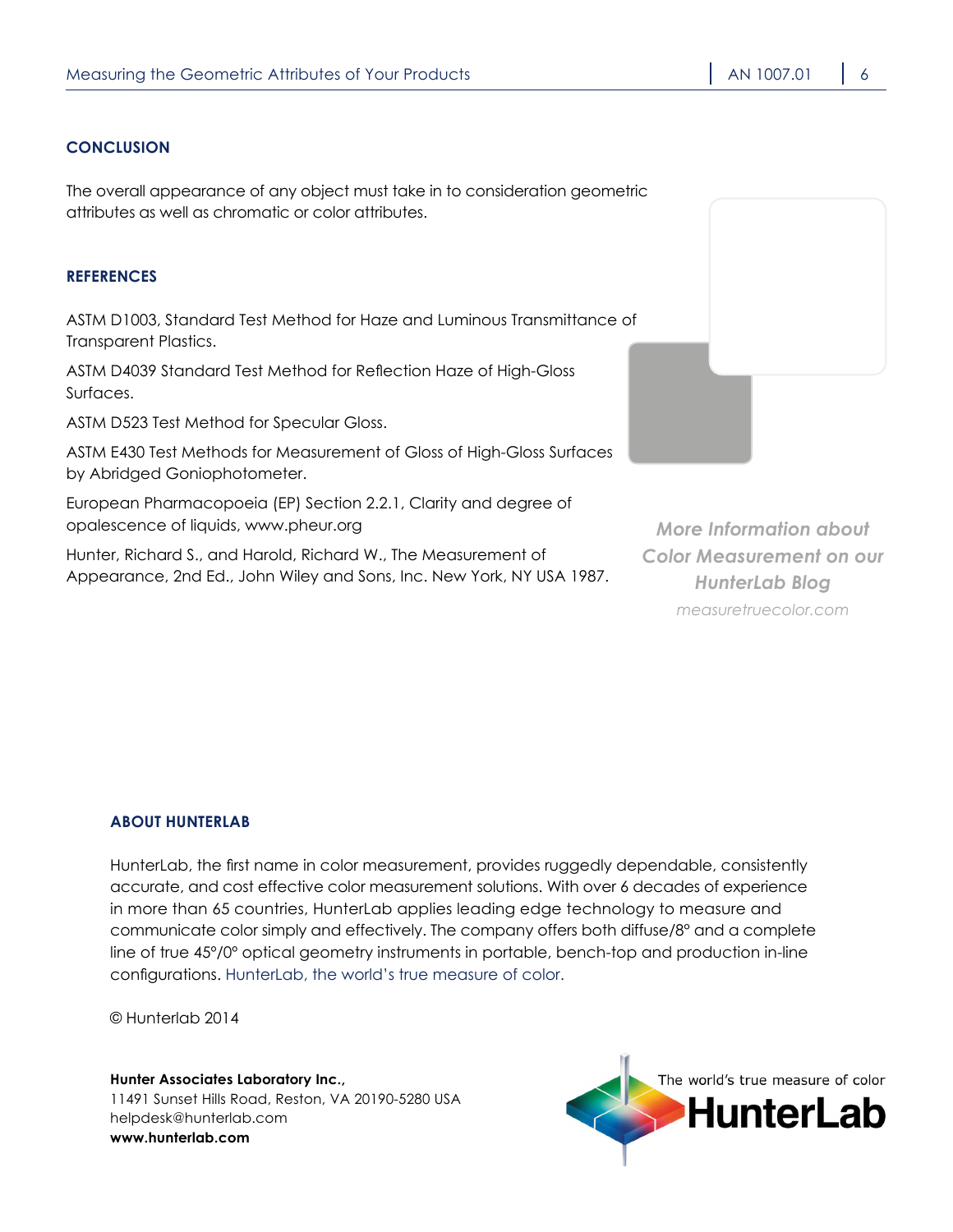## CONCLUSION

The overall appearance of any object must take in to consideration geometric attributes as well as chromatic or color attributes.

## REFERENCES

ASTM D1003, Standard Test Method for Haze and Luminous Transmittance of Transparent Plastics.

ASTM D4039 Standard Test Method for Reflection Haze of High-Gloss Surfaces.

ASTM D523 Test Method for Specular Gloss.

ASTM E430 Test Methods for Measurement of Gloss of High-Gloss Surfaces by Abridged Goniophotometer.

European Pharmacopoeia (EP) Section 2.2.1, Clarity and degree of opalescence of liquids, www.pheur.org

Hunter, Richard S., and Harold, Richard W., The Measurement of Appearance, 2nd Ed., John Wiley and Sons, Inc. New York, NY USA 1987.

***More Information about Color Measurement on our HunterLab Blog***

*measuretruecolor.com*

## ABOUT HUNTERLAB

HunterLab, the first name in color measurement, provides ruggedly dependable, consistently accurate, and cost effective color measurement solutions. With over 6 decades of experience in more than 65 countries, HunterLab applies leading edge technology to measure and communicate color simply and effectively. The company offers both diffuse/8° and a complete line of true 45°/0° optical geometry instruments in portable, bench-top and production in-line configurations. HunterLab, the world's true measure of color.

© Hunterlab 2014

**Hunter Associates Laboratory Inc.,**
11491 Sunset Hills Road, Reston, VA 20190-5280 USA
helpdesk@hunterlab.com
**www.hunterlab.com**

The world's true measure of color
HunterLab